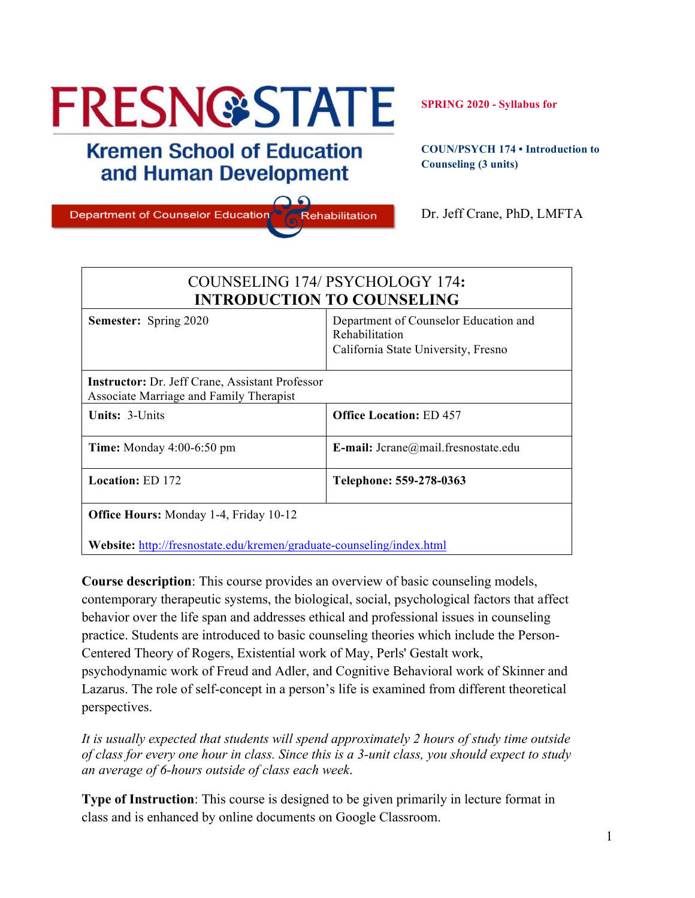**FRESNO STATE**

**Kremen School of Education and Human Development**

Department of Counselor Education & Rehabilitation

**SPRING 2020 - Syllabus for**

**COUN/PSYCH 174 • Introduction to Counseling (3 units)**

Dr. Jeff Crane, PhD, LMFTA

| COUNSELING 174/ PSYCHOLOGY 174: **INTRODUCTION TO COUNSELING** | |
|---|---|
| **Semester:** Spring 2020 | Department of Counselor Education and Rehabilitation<br>California State University, Fresno |
| **Instructor:** Dr. Jeff Crane, Assistant Professor<br>Associate Marriage and Family Therapist | |
| **Units:** 3-Units | **Office Location:** ED 457 |
| **Time:** Monday 4:00-6:50 pm | **E-mail:** Jcrane@mail.fresnostate.edu |
| **Location:** ED 172 | **Telephone: 559-278-0363** |
| **Office Hours:** Monday 1-4, Friday 10-12<br><br>**Website:** http://fresnostate.edu/kremen/graduate-counseling/index.html | |

**Course description**: This course provides an overview of basic counseling models, contemporary therapeutic systems, the biological, social, psychological factors that affect behavior over the life span and addresses ethical and professional issues in counseling practice. Students are introduced to basic counseling theories which include the Person-Centered Theory of Rogers, Existential work of May, Perls' Gestalt work, psychodynamic work of Freud and Adler, and Cognitive Behavioral work of Skinner and Lazarus. The role of self-concept in a person's life is examined from different theoretical perspectives.

*It is usually expected that students will spend approximately 2 hours of study time outside of class for every one hour in class. Since this is a 3-unit class, you should expect to study an average of 6-hours outside of class each week.*

**Type of Instruction**: This course is designed to be given primarily in lecture format in class and is enhanced by online documents on Google Classroom.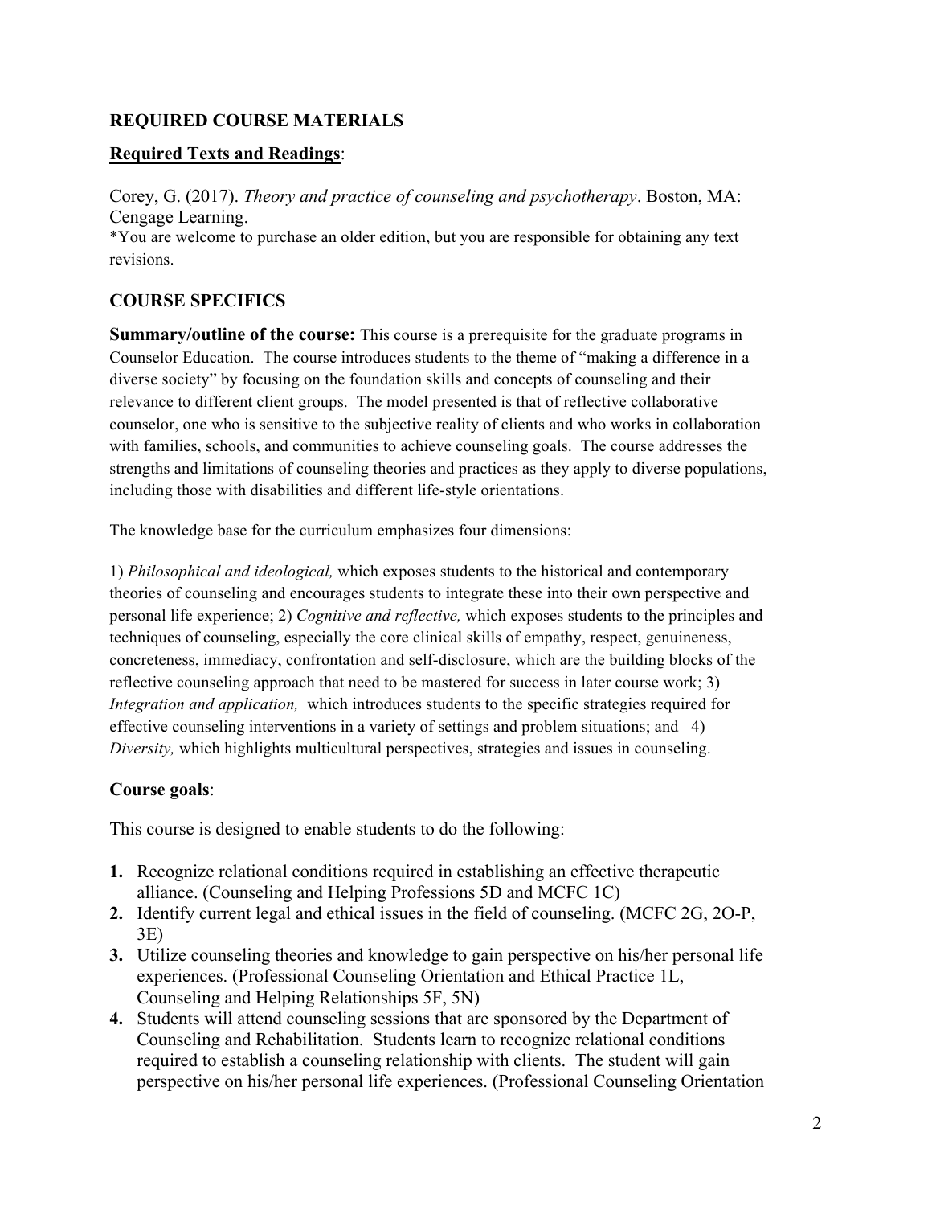## REQUIRED COURSE MATERIALS

**Required Texts and Readings**:

Corey, G. (2017). *Theory and practice of counseling and psychotherapy*. Boston, MA: Cengage Learning.
*You are welcome to purchase an older edition, but you are responsible for obtaining any text revisions.

## COURSE SPECIFICS

**Summary/outline of the course:** This course is a prerequisite for the graduate programs in Counselor Education. The course introduces students to the theme of "making a difference in a diverse society" by focusing on the foundation skills and concepts of counseling and their relevance to different client groups. The model presented is that of reflective collaborative counselor, one who is sensitive to the subjective reality of clients and who works in collaboration with families, schools, and communities to achieve counseling goals. The course addresses the strengths and limitations of counseling theories and practices as they apply to diverse populations, including those with disabilities and different life-style orientations.

The knowledge base for the curriculum emphasizes four dimensions:

1) *Philosophical and ideological,* which exposes students to the historical and contemporary theories of counseling and encourages students to integrate these into their own perspective and personal life experience; 2) *Cognitive and reflective,* which exposes students to the principles and techniques of counseling, especially the core clinical skills of empathy, respect, genuineness, concreteness, immediacy, confrontation and self-disclosure, which are the building blocks of the reflective counseling approach that need to be mastered for success in later course work; 3) *Integration and application,* which introduces students to the specific strategies required for effective counseling interventions in a variety of settings and problem situations; and 4) *Diversity,* which highlights multicultural perspectives, strategies and issues in counseling.

**Course goals**:

This course is designed to enable students to do the following:

1. Recognize relational conditions required in establishing an effective therapeutic alliance. (Counseling and Helping Professions 5D and MCFC 1C)
2. Identify current legal and ethical issues in the field of counseling. (MCFC 2G, 2O-P, 3E)
3. Utilize counseling theories and knowledge to gain perspective on his/her personal life experiences. (Professional Counseling Orientation and Ethical Practice 1L, Counseling and Helping Relationships 5F, 5N)
4. Students will attend counseling sessions that are sponsored by the Department of Counseling and Rehabilitation. Students learn to recognize relational conditions required to establish a counseling relationship with clients. The student will gain perspective on his/her personal life experiences. (Professional Counseling Orientation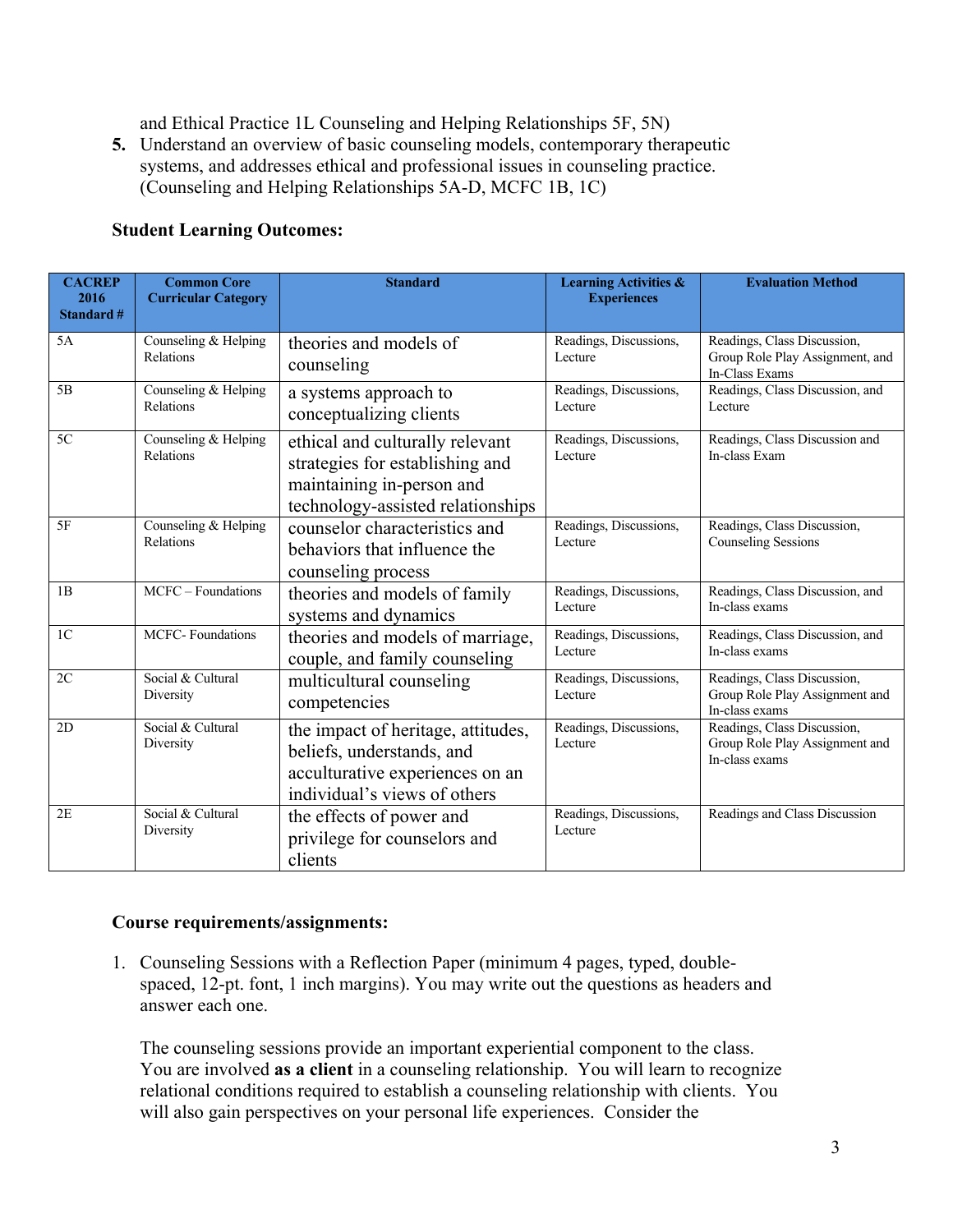and Ethical Practice 1L Counseling and Helping Relationships 5F, 5N)

5. Understand an overview of basic counseling models, contemporary therapeutic systems, and addresses ethical and professional issues in counseling practice. (Counseling and Helping Relationships 5A-D, MCFC 1B, 1C)

**Student Learning Outcomes:**

| CACREP 2016 Standard # | Common Core Curricular Category | Standard | Learning Activities & Experiences | Evaluation Method |
|---|---|---|---|---|
| 5A | Counseling & Helping Relations | theories and models of counseling | Readings, Discussions, Lecture | Readings, Class Discussion, Group Role Play Assignment, and In-Class Exams |
| 5B | Counseling & Helping Relations | a systems approach to conceptualizing clients | Readings, Discussions, Lecture | Readings, Class Discussion, and Lecture |
| 5C | Counseling & Helping Relations | ethical and culturally relevant strategies for establishing and maintaining in-person and technology-assisted relationships | Readings, Discussions, Lecture | Readings, Class Discussion and In-class Exam |
| 5F | Counseling & Helping Relations | counselor characteristics and behaviors that influence the counseling process | Readings, Discussions, Lecture | Readings, Class Discussion, Counseling Sessions |
| 1B | MCFC – Foundations | theories and models of family systems and dynamics | Readings, Discussions, Lecture | Readings, Class Discussion, and In-class exams |
| 1C | MCFC- Foundations | theories and models of marriage, couple, and family counseling | Readings, Discussions, Lecture | Readings, Class Discussion, and In-class exams |
| 2C | Social & Cultural Diversity | multicultural counseling competencies | Readings, Discussions, Lecture | Readings, Class Discussion, Group Role Play Assignment and In-class exams |
| 2D | Social & Cultural Diversity | the impact of heritage, attitudes, beliefs, understands, and acculturative experiences on an individual's views of others | Readings, Discussions, Lecture | Readings, Class Discussion, Group Role Play Assignment and In-class exams |
| 2E | Social & Cultural Diversity | the effects of power and privilege for counselors and clients | Readings, Discussions, Lecture | Readings and Class Discussion |

**Course requirements/assignments:**

1. Counseling Sessions with a Reflection Paper (minimum 4 pages, typed, double-spaced, 12-pt. font, 1 inch margins). You may write out the questions as headers and answer each one.

   The counseling sessions provide an important experiential component to the class. You are involved **as a client** in a counseling relationship. You will learn to recognize relational conditions required to establish a counseling relationship with clients. You will also gain perspectives on your personal life experiences. Consider the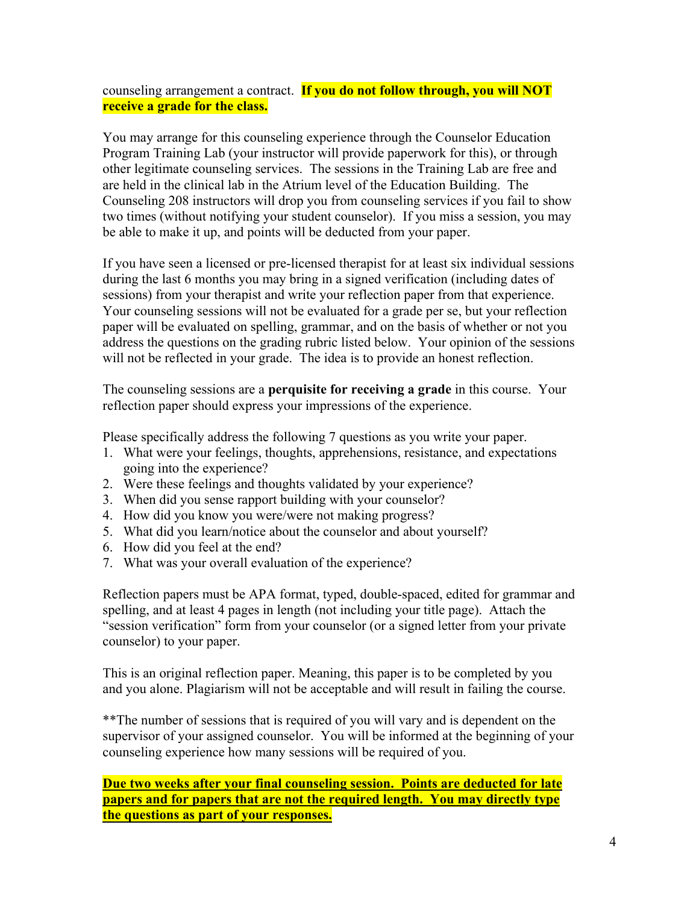counseling arrangement a contract. **If you do not follow through, you will NOT receive a grade for the class.**

You may arrange for this counseling experience through the Counselor Education Program Training Lab (your instructor will provide paperwork for this), or through other legitimate counseling services. The sessions in the Training Lab are free and are held in the clinical lab in the Atrium level of the Education Building. The Counseling 208 instructors will drop you from counseling services if you fail to show two times (without notifying your student counselor). If you miss a session, you may be able to make it up, and points will be deducted from your paper.

If you have seen a licensed or pre-licensed therapist for at least six individual sessions during the last 6 months you may bring in a signed verification (including dates of sessions) from your therapist and write your reflection paper from that experience. Your counseling sessions will not be evaluated for a grade per se, but your reflection paper will be evaluated on spelling, grammar, and on the basis of whether or not you address the questions on the grading rubric listed below. Your opinion of the sessions will not be reflected in your grade. The idea is to provide an honest reflection.

The counseling sessions are a **perquisite for receiving a grade** in this course. Your reflection paper should express your impressions of the experience.

Please specifically address the following 7 questions as you write your paper.

1. What were your feelings, thoughts, apprehensions, resistance, and expectations going into the experience?
2. Were these feelings and thoughts validated by your experience?
3. When did you sense rapport building with your counselor?
4. How did you know you were/were not making progress?
5. What did you learn/notice about the counselor and about yourself?
6. How did you feel at the end?
7. What was your overall evaluation of the experience?

Reflection papers must be APA format, typed, double-spaced, edited for grammar and spelling, and at least 4 pages in length (not including your title page). Attach the "session verification" form from your counselor (or a signed letter from your private counselor) to your paper.

This is an original reflection paper. Meaning, this paper is to be completed by you and you alone. Plagiarism will not be acceptable and will result in failing the course.

**The number of sessions that is required of you will vary and is dependent on the supervisor of your assigned counselor. You will be informed at the beginning of your counseling experience how many sessions will be required of you.

**Due two weeks after your final counseling session. Points are deducted for late papers and for papers that are not the required length. You may directly type the questions as part of your responses.**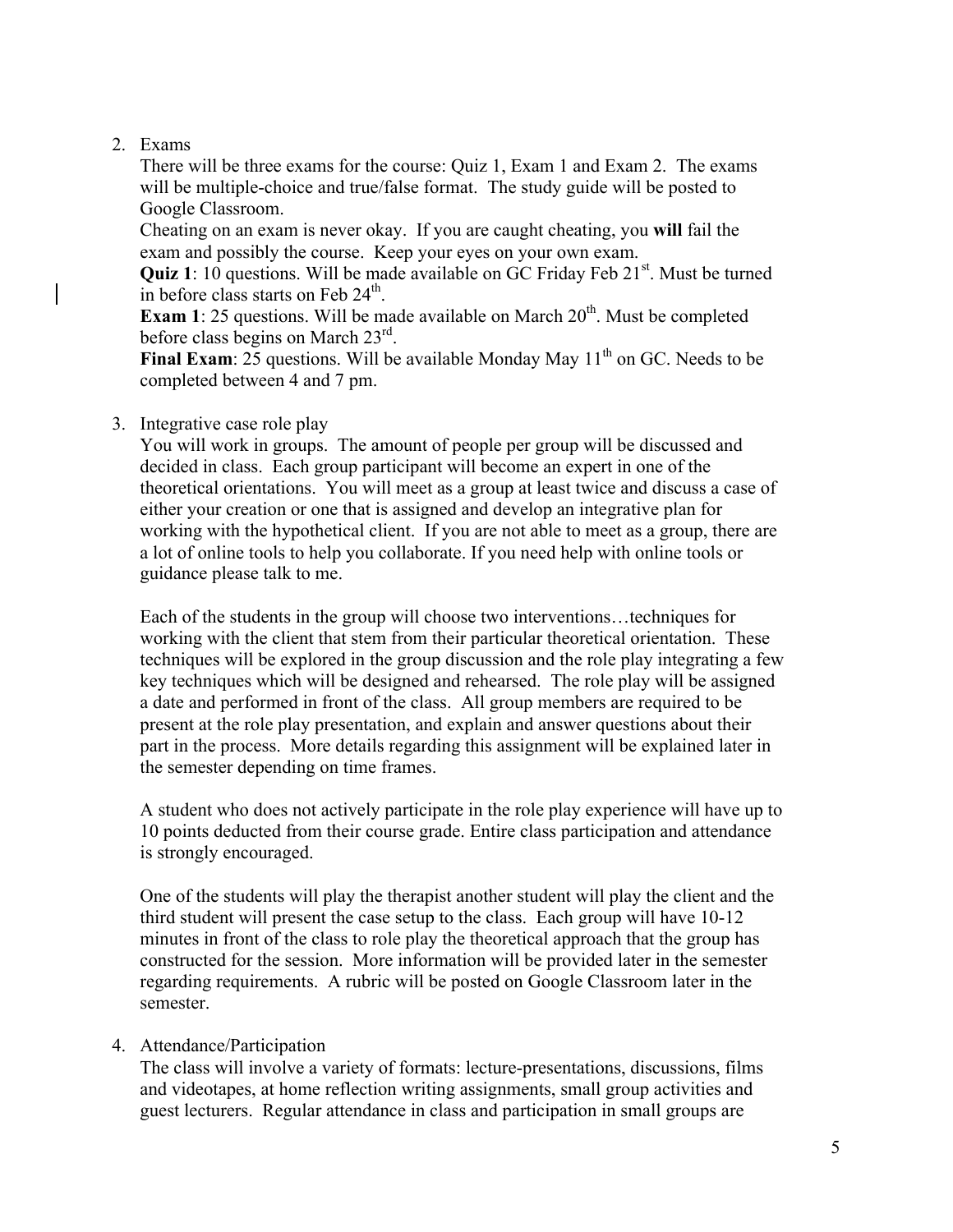2. Exams

   There will be three exams for the course: Quiz 1, Exam 1 and Exam 2. The exams will be multiple-choice and true/false format. The study guide will be posted to Google Classroom.

   Cheating on an exam is never okay. If you are caught cheating, you **will** fail the exam and possibly the course. Keep your eyes on your own exam.

   **Quiz 1**: 10 questions. Will be made available on GC Friday Feb 21st. Must be turned in before class starts on Feb 24th.

   **Exam 1**: 25 questions. Will be made available on March 20th. Must be completed before class begins on March 23rd.

   **Final Exam**: 25 questions. Will be available Monday May 11th on GC. Needs to be completed between 4 and 7 pm.

3. Integrative case role play

   You will work in groups. The amount of people per group will be discussed and decided in class. Each group participant will become an expert in one of the theoretical orientations. You will meet as a group at least twice and discuss a case of either your creation or one that is assigned and develop an integrative plan for working with the hypothetical client. If you are not able to meet as a group, there are a lot of online tools to help you collaborate. If you need help with online tools or guidance please talk to me.

   Each of the students in the group will choose two interventions…techniques for working with the client that stem from their particular theoretical orientation. These techniques will be explored in the group discussion and the role play integrating a few key techniques which will be designed and rehearsed. The role play will be assigned a date and performed in front of the class. All group members are required to be present at the role play presentation, and explain and answer questions about their part in the process. More details regarding this assignment will be explained later in the semester depending on time frames.

   A student who does not actively participate in the role play experience will have up to 10 points deducted from their course grade. Entire class participation and attendance is strongly encouraged.

   One of the students will play the therapist another student will play the client and the third student will present the case setup to the class. Each group will have 10-12 minutes in front of the class to role play the theoretical approach that the group has constructed for the session. More information will be provided later in the semester regarding requirements. A rubric will be posted on Google Classroom later in the semester.

4. Attendance/Participation

   The class will involve a variety of formats: lecture-presentations, discussions, films and videotapes, at home reflection writing assignments, small group activities and guest lecturers. Regular attendance in class and participation in small groups are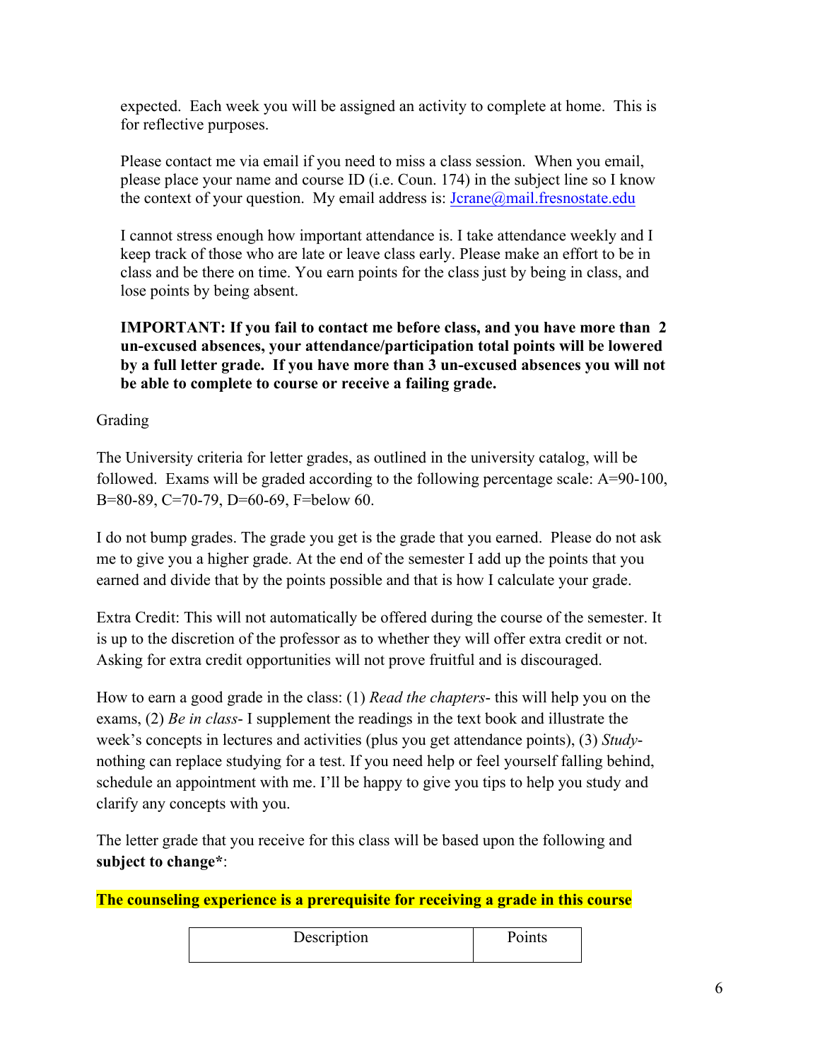expected. Each week you will be assigned an activity to complete at home. This is for reflective purposes.

Please contact me via email if you need to miss a class session. When you email, please place your name and course ID (i.e. Coun. 174) in the subject line so I know the context of your question. My email address is: Jcrane@mail.fresnostate.edu

I cannot stress enough how important attendance is. I take attendance weekly and I keep track of those who are late or leave class early. Please make an effort to be in class and be there on time. You earn points for the class just by being in class, and lose points by being absent.

**IMPORTANT: If you fail to contact me before class, and you have more than 2 un-excused absences, your attendance/participation total points will be lowered by a full letter grade. If you have more than 3 un-excused absences you will not be able to complete to course or receive a failing grade.**

Grading

The University criteria for letter grades, as outlined in the university catalog, will be followed. Exams will be graded according to the following percentage scale: A=90-100, B=80-89, C=70-79, D=60-69, F=below 60.

I do not bump grades. The grade you get is the grade that you earned. Please do not ask me to give you a higher grade. At the end of the semester I add up the points that you earned and divide that by the points possible and that is how I calculate your grade.

Extra Credit: This will not automatically be offered during the course of the semester. It is up to the discretion of the professor as to whether they will offer extra credit or not. Asking for extra credit opportunities will not prove fruitful and is discouraged.

How to earn a good grade in the class: (1) *Read the chapters*- this will help you on the exams, (2) *Be in class*- I supplement the readings in the text book and illustrate the week's concepts in lectures and activities (plus you get attendance points), (3) *Study*- nothing can replace studying for a test. If you need help or feel yourself falling behind, schedule an appointment with me. I'll be happy to give you tips to help you study and clarify any concepts with you.

The letter grade that you receive for this class will be based upon the following and **subject to change***:

**The counseling experience is a prerequisite for receiving a grade in this course**

| Description | Points |
|---|---|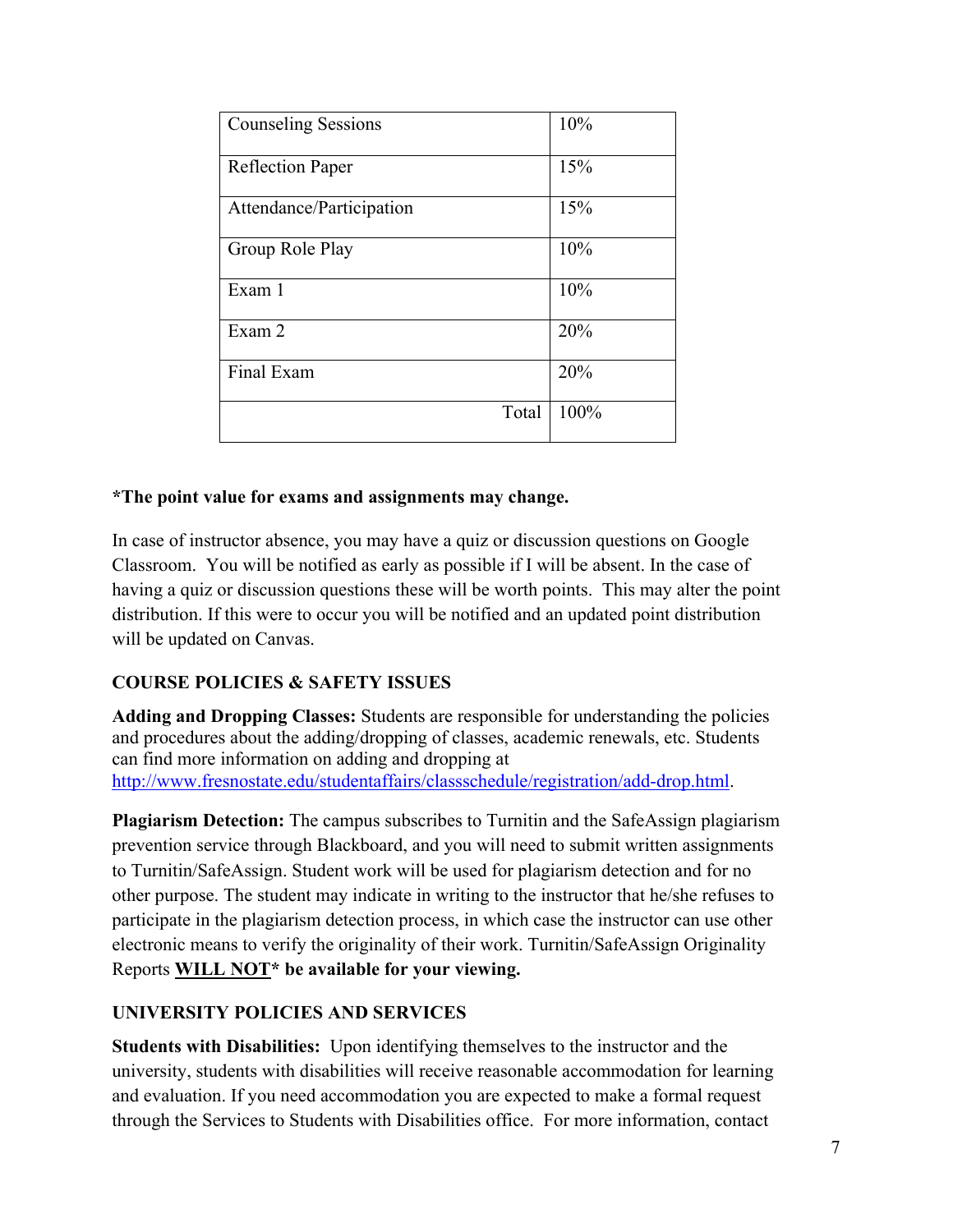| Counseling Sessions | 10% |
| --- | --- |
| Reflection Paper | 15% |
| Attendance/Participation | 15% |
| Group Role Play | 10% |
| Exam 1 | 10% |
| Exam 2 | 20% |
| Final Exam | 20% |
| Total | 100% |

**\*The point value for exams and assignments may change.**

In case of instructor absence, you may have a quiz or discussion questions on Google Classroom. You will be notified as early as possible if I will be absent. In the case of having a quiz or discussion questions these will be worth points. This may alter the point distribution. If this were to occur you will be notified and an updated point distribution will be updated on Canvas.

**COURSE POLICIES & SAFETY ISSUES**

**Adding and Dropping Classes:** Students are responsible for understanding the policies and procedures about the adding/dropping of classes, academic renewals, etc. Students can find more information on adding and dropping at [http://www.fresnostate.edu/studentaffairs/classschedule/registration/add-drop.html](http://www.fresnostate.edu/studentaffairs/classschedule/registration/add-drop.html).

**Plagiarism Detection:** The campus subscribes to Turnitin and the SafeAssign plagiarism prevention service through Blackboard, and you will need to submit written assignments to Turnitin/SafeAssign. Student work will be used for plagiarism detection and for no other purpose. The student may indicate in writing to the instructor that he/she refuses to participate in the plagiarism detection process, in which case the instructor can use other electronic means to verify the originality of their work. Turnitin/SafeAssign Originality Reports **WILL NOT\* be available for your viewing.**

**UNIVERSITY POLICIES AND SERVICES**

**Students with Disabilities:** Upon identifying themselves to the instructor and the university, students with disabilities will receive reasonable accommodation for learning and evaluation. If you need accommodation you are expected to make a formal request through the Services to Students with Disabilities office. For more information, contact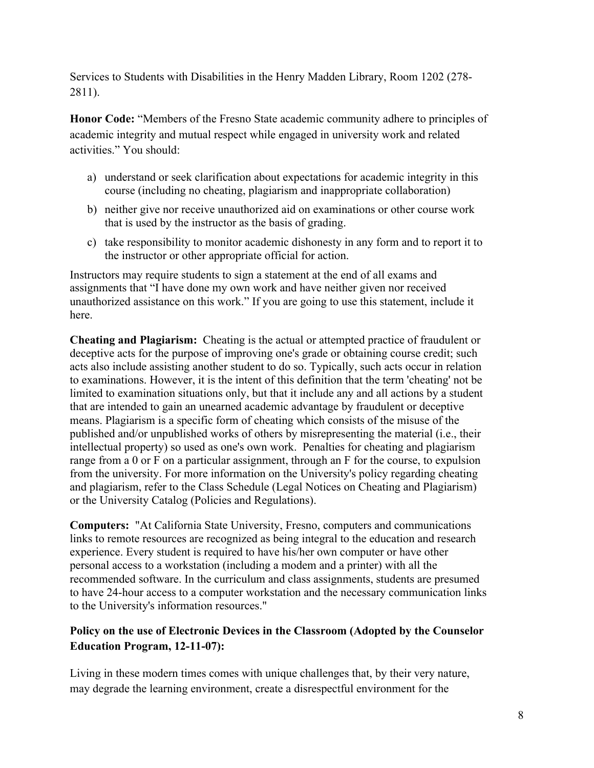Services to Students with Disabilities in the Henry Madden Library, Room 1202 (278-2811).

**Honor Code:** "Members of the Fresno State academic community adhere to principles of academic integrity and mutual respect while engaged in university work and related activities." You should:

a) understand or seek clarification about expectations for academic integrity in this course (including no cheating, plagiarism and inappropriate collaboration)

b) neither give nor receive unauthorized aid on examinations or other course work that is used by the instructor as the basis of grading.

c) take responsibility to monitor academic dishonesty in any form and to report it to the instructor or other appropriate official for action.

Instructors may require students to sign a statement at the end of all exams and assignments that "I have done my own work and have neither given nor received unauthorized assistance on this work." If you are going to use this statement, include it here.

**Cheating and Plagiarism:** Cheating is the actual or attempted practice of fraudulent or deceptive acts for the purpose of improving one's grade or obtaining course credit; such acts also include assisting another student to do so. Typically, such acts occur in relation to examinations. However, it is the intent of this definition that the term 'cheating' not be limited to examination situations only, but that it include any and all actions by a student that are intended to gain an unearned academic advantage by fraudulent or deceptive means. Plagiarism is a specific form of cheating which consists of the misuse of the published and/or unpublished works of others by misrepresenting the material (i.e., their intellectual property) so used as one's own work. Penalties for cheating and plagiarism range from a 0 or F on a particular assignment, through an F for the course, to expulsion from the university. For more information on the University's policy regarding cheating and plagiarism, refer to the Class Schedule (Legal Notices on Cheating and Plagiarism) or the University Catalog (Policies and Regulations).

**Computers:** "At California State University, Fresno, computers and communications links to remote resources are recognized as being integral to the education and research experience. Every student is required to have his/her own computer or have other personal access to a workstation (including a modem and a printer) with all the recommended software. In the curriculum and class assignments, students are presumed to have 24-hour access to a computer workstation and the necessary communication links to the University's information resources."

**Policy on the use of Electronic Devices in the Classroom (Adopted by the Counselor Education Program, 12-11-07):**

Living in these modern times comes with unique challenges that, by their very nature, may degrade the learning environment, create a disrespectful environment for the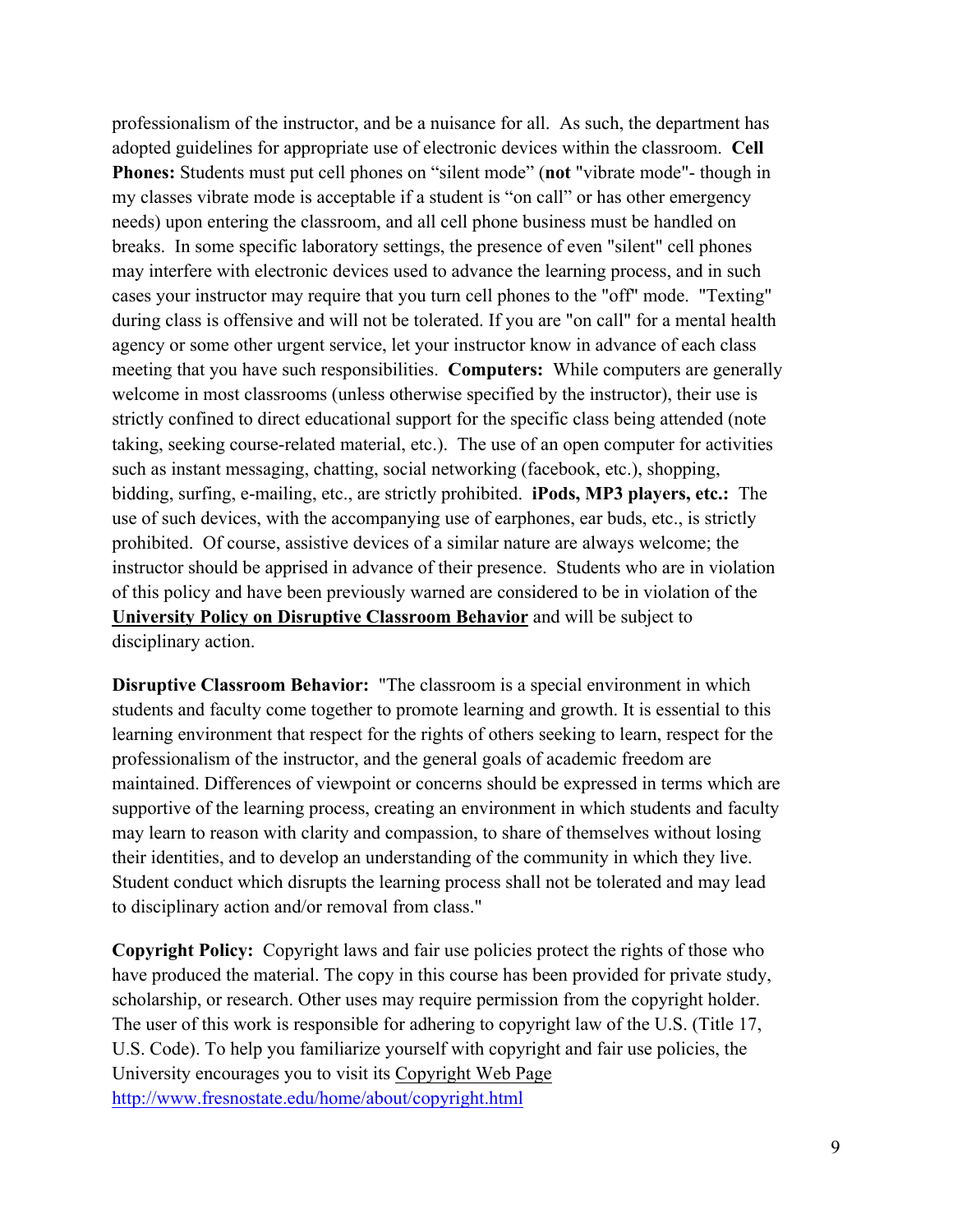professionalism of the instructor, and be a nuisance for all. As such, the department has adopted guidelines for appropriate use of electronic devices within the classroom. **Cell Phones:** Students must put cell phones on "silent mode" (**not** "vibrate mode"- though in my classes vibrate mode is acceptable if a student is "on call" or has other emergency needs) upon entering the classroom, and all cell phone business must be handled on breaks. In some specific laboratory settings, the presence of even "silent" cell phones may interfere with electronic devices used to advance the learning process, and in such cases your instructor may require that you turn cell phones to the "off" mode. "Texting" during class is offensive and will not be tolerated. If you are "on call" for a mental health agency or some other urgent service, let your instructor know in advance of each class meeting that you have such responsibilities. **Computers:** While computers are generally welcome in most classrooms (unless otherwise specified by the instructor), their use is strictly confined to direct educational support for the specific class being attended (note taking, seeking course-related material, etc.). The use of an open computer for activities such as instant messaging, chatting, social networking (facebook, etc.), shopping, bidding, surfing, e-mailing, etc., are strictly prohibited. **iPods, MP3 players, etc.:** The use of such devices, with the accompanying use of earphones, ear buds, etc., is strictly prohibited. Of course, assistive devices of a similar nature are always welcome; the instructor should be apprised in advance of their presence. Students who are in violation of this policy and have been previously warned are considered to be in violation of the **University Policy on Disruptive Classroom Behavior** and will be subject to disciplinary action.

**Disruptive Classroom Behavior:** "The classroom is a special environment in which students and faculty come together to promote learning and growth. It is essential to this learning environment that respect for the rights of others seeking to learn, respect for the professionalism of the instructor, and the general goals of academic freedom are maintained. Differences of viewpoint or concerns should be expressed in terms which are supportive of the learning process, creating an environment in which students and faculty may learn to reason with clarity and compassion, to share of themselves without losing their identities, and to develop an understanding of the community in which they live. Student conduct which disrupts the learning process shall not be tolerated and may lead to disciplinary action and/or removal from class."

**Copyright Policy:** Copyright laws and fair use policies protect the rights of those who have produced the material. The copy in this course has been provided for private study, scholarship, or research. Other uses may require permission from the copyright holder. The user of this work is responsible for adhering to copyright law of the U.S. (Title 17, U.S. Code). To help you familiarize yourself with copyright and fair use policies, the University encourages you to visit its Copyright Web Page http://www.fresnostate.edu/home/about/copyright.html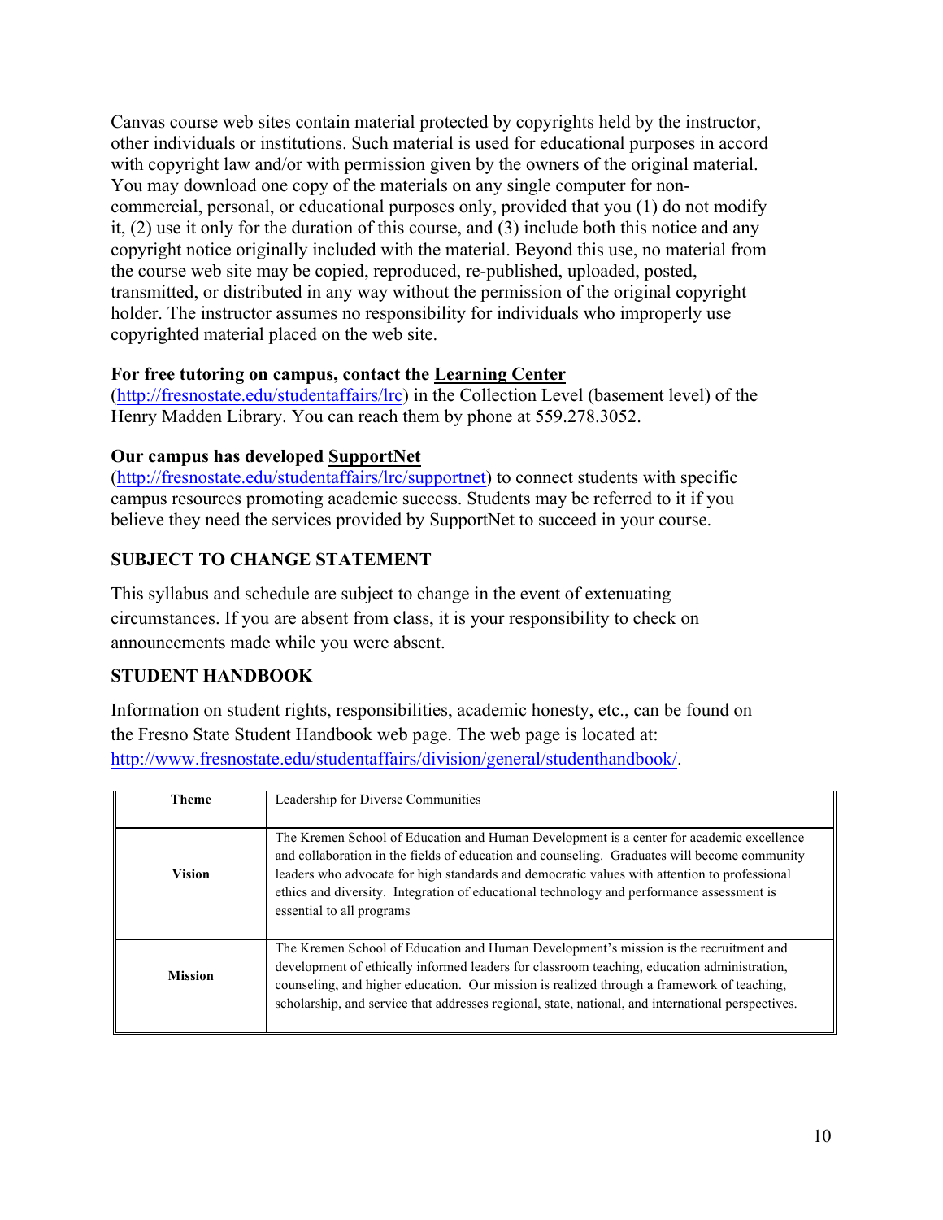Canvas course web sites contain material protected by copyrights held by the instructor, other individuals or institutions. Such material is used for educational purposes in accord with copyright law and/or with permission given by the owners of the original material. You may download one copy of the materials on any single computer for non-commercial, personal, or educational purposes only, provided that you (1) do not modify it, (2) use it only for the duration of this course, and (3) include both this notice and any copyright notice originally included with the material. Beyond this use, no material from the course web site may be copied, reproduced, re-published, uploaded, posted, transmitted, or distributed in any way without the permission of the original copyright holder. The instructor assumes no responsibility for individuals who improperly use copyrighted material placed on the web site.

**For free tutoring on campus, contact the <u>Learning Center</u>** (http://fresnostate.edu/studentaffairs/lrc) in the Collection Level (basement level) of the Henry Madden Library. You can reach them by phone at 559.278.3052.

**Our campus has developed <u>SupportNet</u>** (http://fresnostate.edu/studentaffairs/lrc/supportnet) to connect students with specific campus resources promoting academic success. Students may be referred to it if you believe they need the services provided by SupportNet to succeed in your course.

### SUBJECT TO CHANGE STATEMENT

This syllabus and schedule are subject to change in the event of extenuating circumstances. If you are absent from class, it is your responsibility to check on announcements made while you were absent.

### STUDENT HANDBOOK

Information on student rights, responsibilities, academic honesty, etc., can be found on the Fresno State Student Handbook web page. The web page is located at: http://www.fresnostate.edu/studentaffairs/division/general/studenthandbook/.

| **Theme** | Leadership for Diverse Communities |
|---|---|
| **Vision** | The Kremen School of Education and Human Development is a center for academic excellence and collaboration in the fields of education and counseling. Graduates will become community leaders who advocate for high standards and democratic values with attention to professional ethics and diversity. Integration of educational technology and performance assessment is essential to all programs |
| **Mission** | The Kremen School of Education and Human Development's mission is the recruitment and development of ethically informed leaders for classroom teaching, education administration, counseling, and higher education. Our mission is realized through a framework of teaching, scholarship, and service that addresses regional, state, national, and international perspectives. |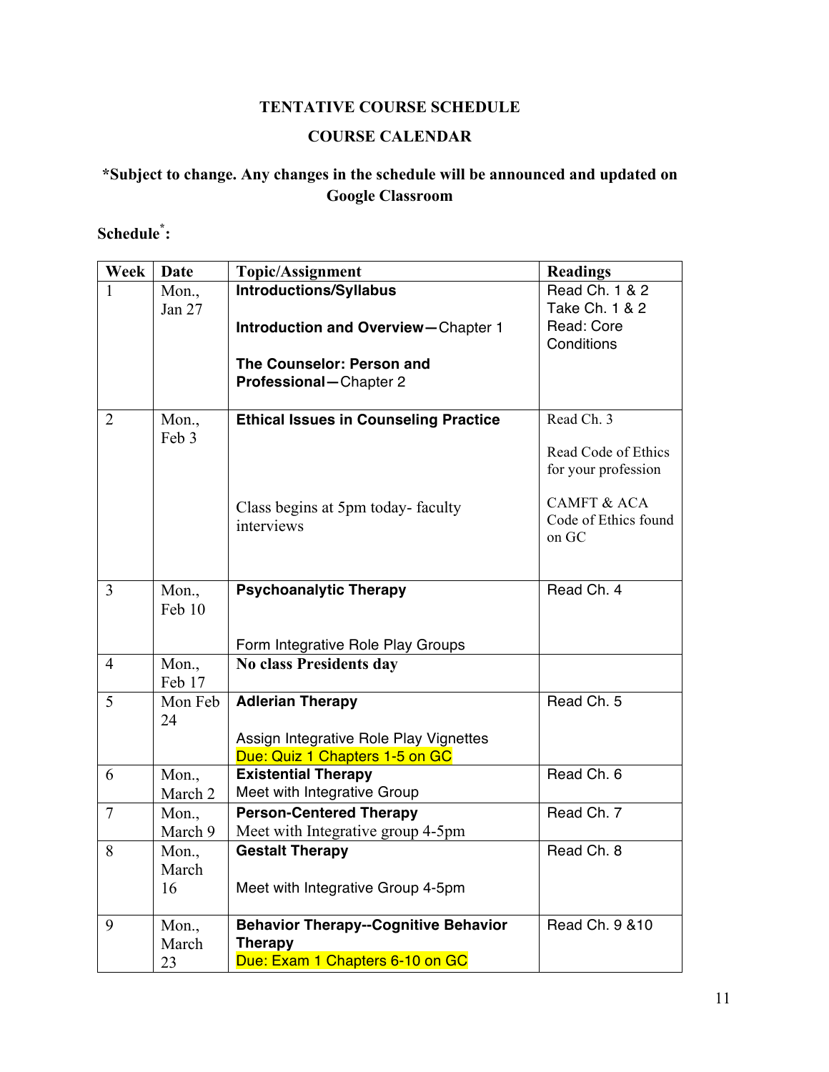**TENTATIVE COURSE SCHEDULE**

**COURSE CALENDAR**

**\*Subject to change. Any changes in the schedule will be announced and updated on Google Classroom**

**Schedule\*:**

| Week | Date | Topic/Assignment | Readings |
|---|---|---|---|
| 1 | Mon., Jan 27 | **Introductions/Syllabus**<br><br>**Introduction and Overview—**Chapter 1<br><br>**The Counselor: Person and Professional—**Chapter 2 | Read Ch. 1 & 2<br>Take Ch. 1 & 2<br>Read: Core Conditions |
| 2 | Mon., Feb 3 | **Ethical Issues in Counseling Practice**<br><br>Class begins at 5pm today- faculty interviews | Read Ch. 3<br><br>Read Code of Ethics for your profession<br><br>CAMFT & ACA Code of Ethics found on GC |
| 3 | Mon., Feb 10 | **Psychoanalytic Therapy**<br><br>Form Integrative Role Play Groups | Read Ch. 4 |
| 4 | Mon., Feb 17 | **No class Presidents day** | |
| 5 | Mon Feb 24 | **Adlerian Therapy**<br><br>Assign Integrative Role Play Vignettes<br>Due: Quiz 1 Chapters 1-5 on GC | Read Ch. 5 |
| 6 | Mon., March 2 | **Existential Therapy**<br>Meet with Integrative Group | Read Ch. 6 |
| 7 | Mon., March 9 | **Person-Centered Therapy**<br>Meet with Integrative group 4-5pm | Read Ch. 7 |
| 8 | Mon., March 16 | **Gestalt Therapy**<br><br>Meet with Integrative Group 4-5pm | Read Ch. 8 |
| 9 | Mon., March 23 | **Behavior Therapy--Cognitive Behavior Therapy**<br>Due: Exam 1 Chapters 6-10 on GC | Read Ch. 9 &10 |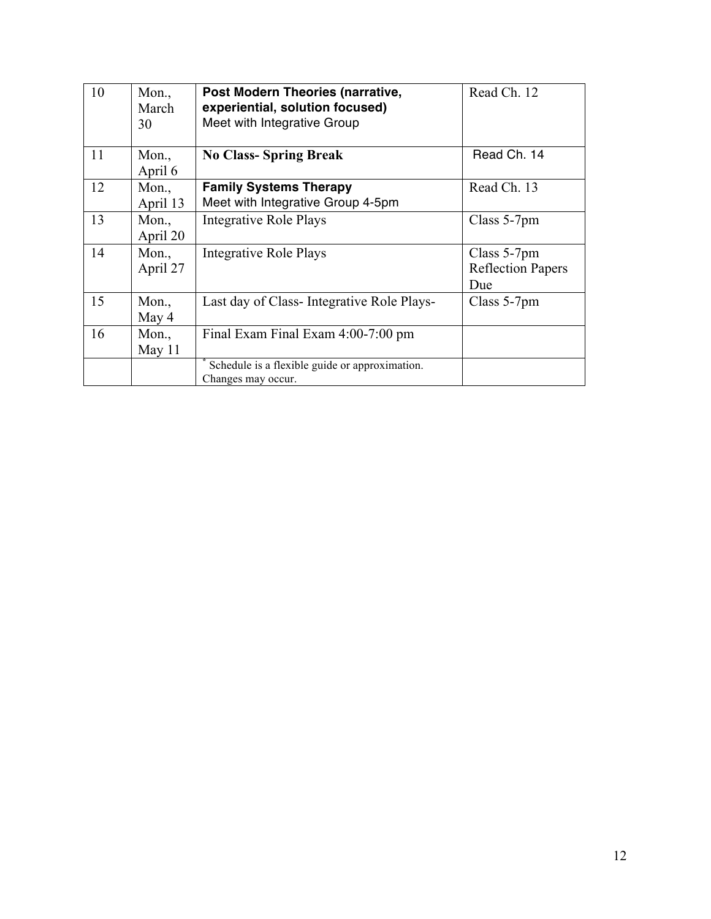| 10 | Mon., March 30 | **Post Modern Theories (narrative, experiential, solution focused)** Meet with Integrative Group | Read Ch. 12 |
|---|---|---|---|
| 11 | Mon., April 6 | **No Class- Spring Break** | Read Ch. 14 |
| 12 | Mon., April 13 | **Family Systems Therapy** Meet with Integrative Group 4-5pm | Read Ch. 13 |
| 13 | Mon., April 20 | Integrative Role Plays | Class 5-7pm |
| 14 | Mon., April 27 | Integrative Role Plays | Class 5-7pm Reflection Papers Due |
| 15 | Mon., May 4 | Last day of Class- Integrative Role Plays- | Class 5-7pm |
| 16 | Mon., May 11 | Final Exam Final Exam 4:00-7:00 pm | |
| | | * Schedule is a flexible guide or approximation. Changes may occur. | |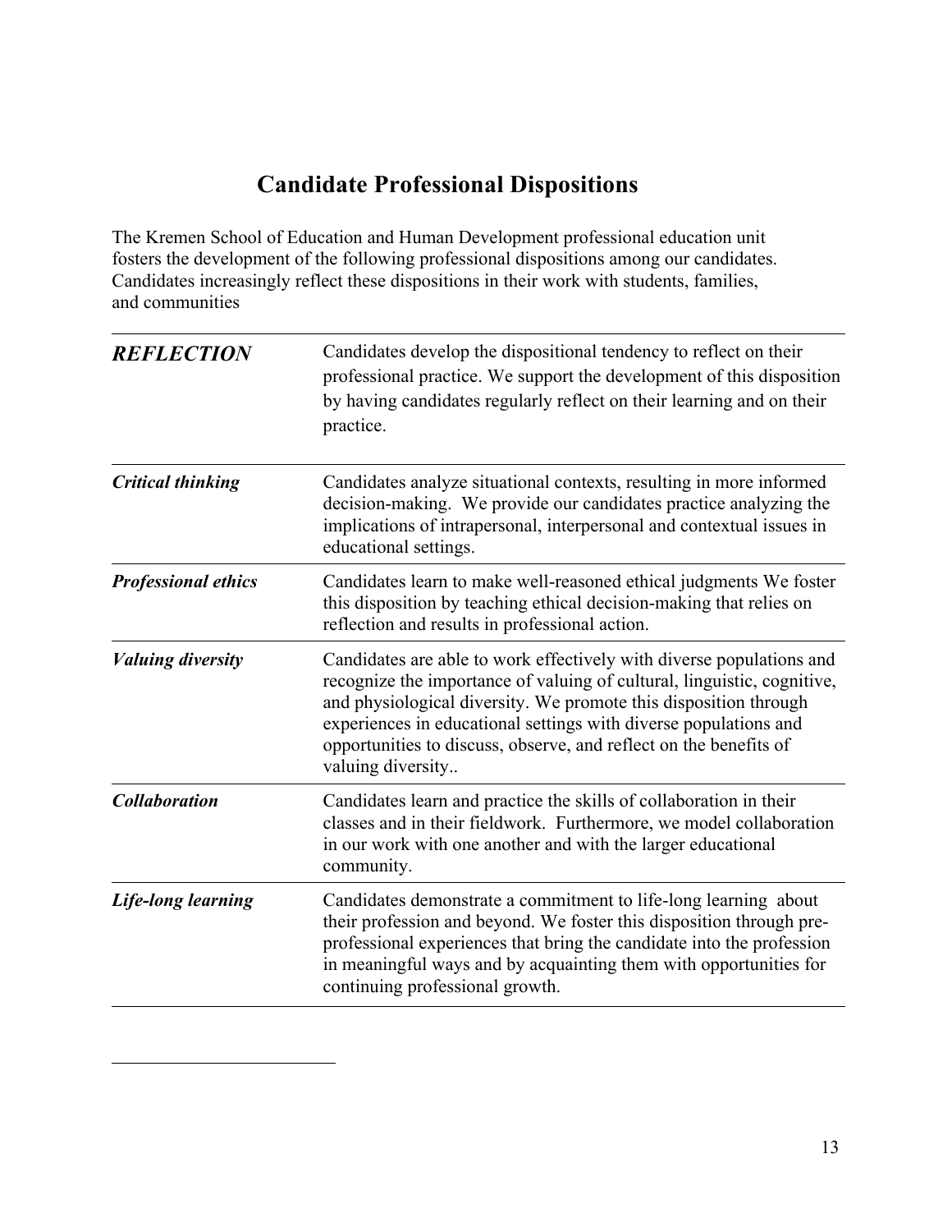# Candidate Professional Dispositions

The Kremen School of Education and Human Development professional education unit fosters the development of the following professional dispositions among our candidates. Candidates increasingly reflect these dispositions in their work with students, families, and communities

| | |
|---|---|
| ***REFLECTION*** | Candidates develop the dispositional tendency to reflect on their professional practice. We support the development of this disposition by having candidates regularly reflect on their learning and on their practice. |
| ***Critical thinking*** | Candidates analyze situational contexts, resulting in more informed decision-making. We provide our candidates practice analyzing the implications of intrapersonal, interpersonal and contextual issues in educational settings. |
| ***Professional ethics*** | Candidates learn to make well-reasoned ethical judgments We foster this disposition by teaching ethical decision-making that relies on reflection and results in professional action. |
| ***Valuing diversity*** | Candidates are able to work effectively with diverse populations and recognize the importance of valuing of cultural, linguistic, cognitive, and physiological diversity. We promote this disposition through experiences in educational settings with diverse populations and opportunities to discuss, observe, and reflect on the benefits of valuing diversity.. |
| ***Collaboration*** | Candidates learn and practice the skills of collaboration in their classes and in their fieldwork. Furthermore, we model collaboration in our work with one another and with the larger educational community. |
| ***Life-long learning*** | Candidates demonstrate a commitment to life-long learning about their profession and beyond. We foster this disposition through pre-professional experiences that bring the candidate into the profession in meaningful ways and by acquainting them with opportunities for continuing professional growth. |